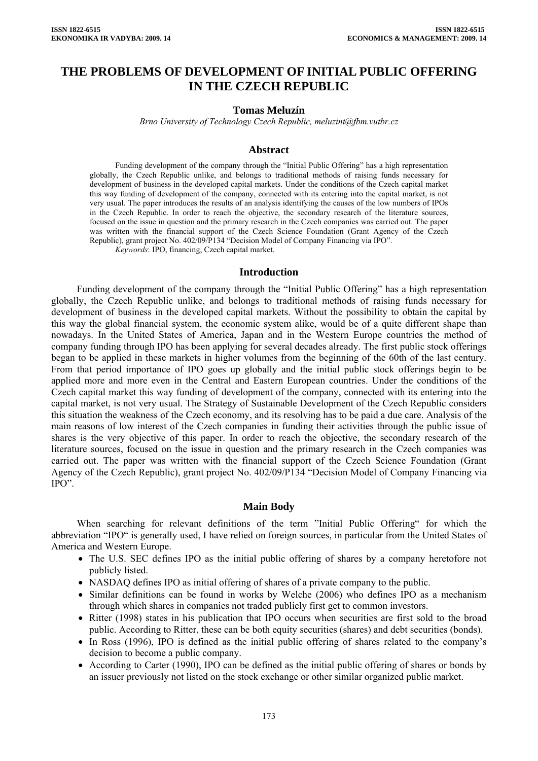# THE PROBLEMS OF DEVELOPMENT OF INITIAL PUBLIC OFFERING IN THE CZECH REPUBLIC

**Tomas Meluzín**

*Brno University of Technology Czech Republic, meluzint@fbm.vutbr.cz*

## Abstract

Funding development of the company through the "Initial Public Offering" has a high representation globally, the Czech Republic unlike, and belongs to traditional methods of raising funds necessary for development of business in the developed capital markets. Under the conditions of the Czech capital market this way funding of development of the company, connected with its entering into the capital market, is not very usual. The paper introduces the results of an analysis identifying the causes of the low numbers of IPOs in the Czech Republic. In order to reach the objective, the secondary research of the literature sources, focused on the issue in question and the primary research in the Czech companies was carried out. The paper was written with the financial support of the Czech Science Foundation (Grant Agency of the Czech Republic), grant project No. 402/09/P134 "Decision Model of Company Financing via IPO".

*Keywords*: IPO, financing, Czech capital market.

## Introduction

Funding development of the company through the "Initial Public Offering" has a high representation globally, the Czech Republic unlike, and belongs to traditional methods of raising funds necessary for development of business in the developed capital markets. Without the possibility to obtain the capital by this way the global financial system, the economic system alike, would be of a quite different shape than nowadays. In the United States of America, Japan and in the Western Europe countries the method of company funding through IPO has been applying for several decades already. The first public stock offerings began to be applied in these markets in higher volumes from the beginning of the 60th of the last century. From that period importance of IPO goes up globally and the initial public stock offerings begin to be applied more and more even in the Central and Eastern European countries. Under the conditions of the Czech capital market this way funding of development of the company, connected with its entering into the capital market, is not very usual. The Strategy of Sustainable Development of the Czech Republic considers this situation the weakness of the Czech economy, and its resolving has to be paid a due care. Analysis of the main reasons of low interest of the Czech companies in funding their activities through the public issue of shares is the very objective of this paper. In order to reach the objective, the secondary research of the literature sources, focused on the issue in question and the primary research in the Czech companies was carried out. The paper was written with the financial support of the Czech Science Foundation (Grant Agency of the Czech Republic), grant project No. 402/09/P134 "Decision Model of Company Financing via IPO".

## Main Body

When searching for relevant definitions of the term "Initial Public Offering" for which the abbreviation "IPO" is generally used, I have relied on foreign sources, in particular from the United States of America and Western Europe.

- The U.S. SEC defines IPO as the initial public offering of shares by a company heretofore not publicly listed.
- NASDAQ defines IPO as initial offering of shares of a private company to the public.
- Similar definitions can be found in works by Welche (2006) who defines IPO as a mechanism through which shares in companies not traded publicly first get to common investors.
- Ritter (1998) states in his publication that IPO occurs when securities are first sold to the broad public. According to Ritter, these can be both equity securities (shares) and debt securities (bonds).
- In Ross (1996), IPO is defined as the initial public offering of shares related to the company's decision to become a public company.
- According to Carter (1990), IPO can be defined as the initial public offering of shares or bonds by an issuer previously not listed on the stock exchange or other similar organized public market.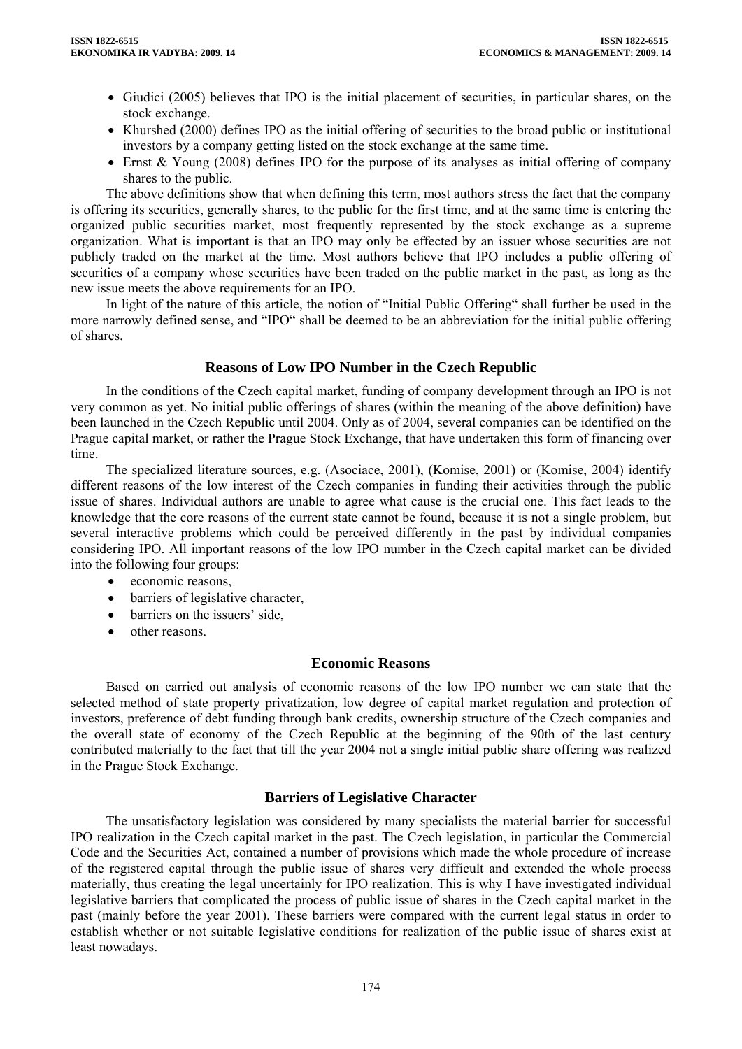- Giudici (2005) believes that IPO is the initial placement of securities, in particular shares, on the stock exchange.
- Khurshed (2000) defines IPO as the initial offering of securities to the broad public or institutional investors by a company getting listed on the stock exchange at the same time.
- Ernst & Young (2008) defines IPO for the purpose of its analyses as initial offering of company shares to the public.

The above definitions show that when defining this term, most authors stress the fact that the company is offering its securities, generally shares, to the public for the first time, and at the same time is entering the organized public securities market, most frequently represented by the stock exchange as a supreme organization. What is important is that an IPO may only be effected by an issuer whose securities are not publicly traded on the market at the time. Most authors believe that IPO includes a public offering of securities of a company whose securities have been traded on the public market in the past, as long as the new issue meets the above requirements for an IPO.

In light of the nature of this article, the notion of "Initial Public Offering" shall further be used in the more narrowly defined sense, and "IPO" shall be deemed to be an abbreviation for the initial public offering of shares.

## Reasons of Low IPO Number in the Czech Republic

In the conditions of the Czech capital market, funding of company development through an IPO is not very common as yet. No initial public offerings of shares (within the meaning of the above definition) have been launched in the Czech Republic until 2004. Only as of 2004, several companies can be identified on the Prague capital market, or rather the Prague Stock Exchange, that have undertaken this form of financing over time.

The specialized literature sources, e.g. (Asociace, 2001), (Komise, 2001) or (Komise, 2004) identify different reasons of the low interest of the Czech companies in funding their activities through the public issue of shares. Individual authors are unable to agree what cause is the crucial one. This fact leads to the knowledge that the core reasons of the current state cannot be found, because it is not a single problem, but several interactive problems which could be perceived differently in the past by individual companies considering IPO. All important reasons of the low IPO number in the Czech capital market can be divided into the following four groups:

- economic reasons,
- barriers of legislative character,
- barriers on the issuers' side,
- other reasons.

## Economic Reasons

Based on carried out analysis of economic reasons of the low IPO number we can state that the selected method of state property privatization, low degree of capital market regulation and protection of investors, preference of debt funding through bank credits, ownership structure of the Czech companies and the overall state of economy of the Czech Republic at the beginning of the 90th of the last century contributed materially to the fact that till the year 2004 not a single initial public share offering was realized in the Prague Stock Exchange.

## Barriers of Legislative Character

The unsatisfactory legislation was considered by many specialists the material barrier for successful IPO realization in the Czech capital market in the past. The Czech legislation, in particular the Commercial Code and the Securities Act, contained a number of provisions which made the whole procedure of increase of the registered capital through the public issue of shares very difficult and extended the whole process materially, thus creating the legal uncertainly for IPO realization. This is why I have investigated individual legislative barriers that complicated the process of public issue of shares in the Czech capital market in the past (mainly before the year 2001). These barriers were compared with the current legal status in order to establish whether or not suitable legislative conditions for realization of the public issue of shares exist at least nowadays.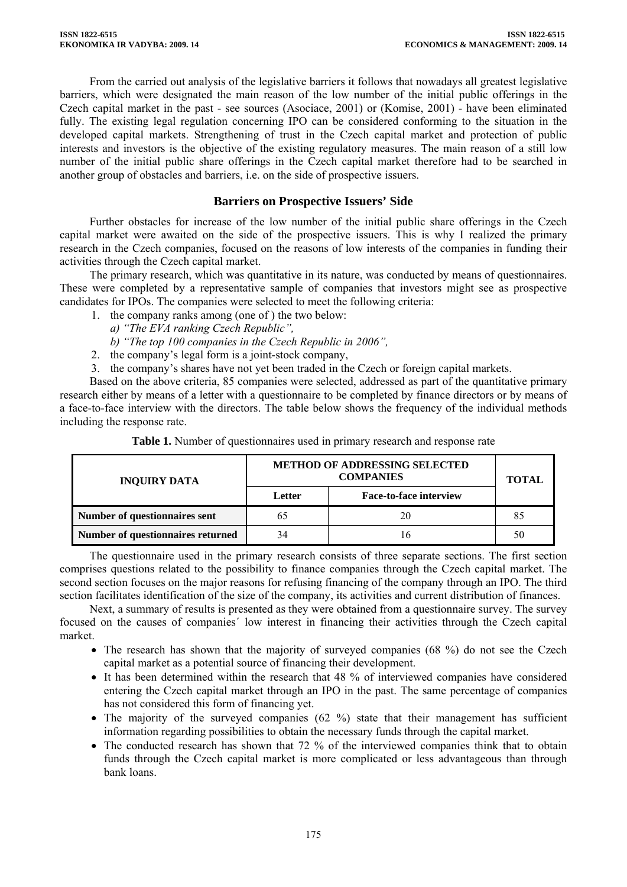From the carried out analysis of the legislative barriers it follows that nowadays all greatest legislative barriers, which were designated the main reason of the low number of the initial public offerings in the Czech capital market in the past - see sources (Asociace, 2001) or (Komise, 2001) - have been eliminated fully. The existing legal regulation concerning IPO can be considered conforming to the situation in the developed capital markets. Strengthening of trust in the Czech capital market and protection of public interests and investors is the objective of the existing regulatory measures. The main reason of a still low number of the initial public share offerings in the Czech capital market therefore had to be searched in another group of obstacles and barriers, i.e. on the side of prospective issuers.

## Barriers on Prospective Issuers' Side

Further obstacles for increase of the low number of the initial public share offerings in the Czech capital market were awaited on the side of the prospective issuers. This is why I realized the primary research in the Czech companies, focused on the reasons of low interests of the companies in funding their activities through the Czech capital market.

The primary research, which was quantitative in its nature, was conducted by means of questionnaires. These were completed by a representative sample of companies that investors might see as prospective candidates for IPOs. The companies were selected to meet the following criteria:

1. the company ranks among (one of ) the two below:
   *a) "The EVA ranking Czech Republic",*
   *b) "The top 100 companies in the Czech Republic in 2006",*
2. the company's legal form is a joint-stock company,
3. the company's shares have not yet been traded in the Czech or foreign capital markets.

Based on the above criteria, 85 companies were selected, addressed as part of the quantitative primary research either by means of a letter with a questionnaire to be completed by finance directors or by means of a face-to-face interview with the directors. The table below shows the frequency of the individual methods including the response rate.

**Table 1.** Number of questionnaires used in primary research and response rate

| INQUIRY DATA | METHOD OF ADDRESSING SELECTED COMPANIES | | TOTAL |
|---|---|---|---|
| | Letter | Face-to-face interview | |
| **Number of questionnaires sent** | 65 | 20 | 85 |
| **Number of questionnaires returned** | 34 | 16 | 50 |

The questionnaire used in the primary research consists of three separate sections. The first section comprises questions related to the possibility to finance companies through the Czech capital market. The second section focuses on the major reasons for refusing financing of the company through an IPO. The third section facilitates identification of the size of the company, its activities and current distribution of finances.

Next, a summary of results is presented as they were obtained from a questionnaire survey. The survey focused on the causes of companies´ low interest in financing their activities through the Czech capital market.

- The research has shown that the majority of surveyed companies (68 %) do not see the Czech capital market as a potential source of financing their development.
- It has been determined within the research that 48 % of interviewed companies have considered entering the Czech capital market through an IPO in the past. The same percentage of companies has not considered this form of financing yet.
- The majority of the surveyed companies (62 %) state that their management has sufficient information regarding possibilities to obtain the necessary funds through the capital market.
- The conducted research has shown that 72 % of the interviewed companies think that to obtain funds through the Czech capital market is more complicated or less advantageous than through bank loans.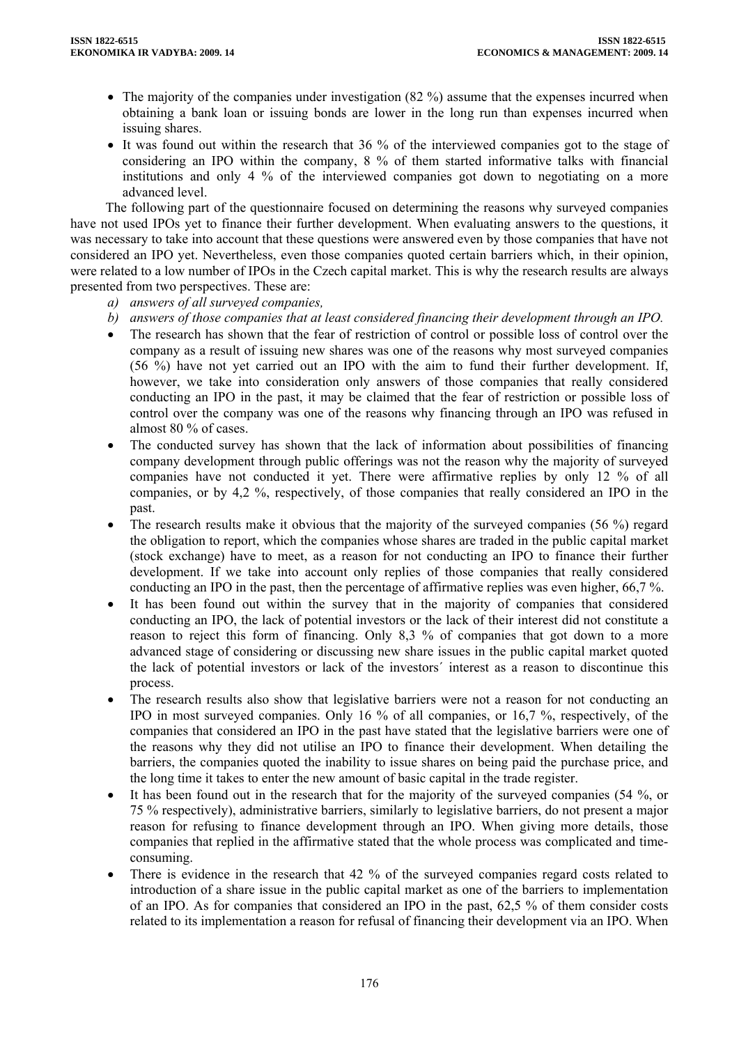- The majority of the companies under investigation (82 %) assume that the expenses incurred when obtaining a bank loan or issuing bonds are lower in the long run than expenses incurred when issuing shares.
- It was found out within the research that 36 % of the interviewed companies got to the stage of considering an IPO within the company, 8 % of them started informative talks with financial institutions and only 4 % of the interviewed companies got down to negotiating on a more advanced level.

The following part of the questionnaire focused on determining the reasons why surveyed companies have not used IPOs yet to finance their further development. When evaluating answers to the questions, it was necessary to take into account that these questions were answered even by those companies that have not considered an IPO yet. Nevertheless, even those companies quoted certain barriers which, in their opinion, were related to a low number of IPOs in the Czech capital market. This is why the research results are always presented from two perspectives. These are:

*a) answers of all surveyed companies,*

*b) answers of those companies that at least considered financing their development through an IPO.*

- The research has shown that the fear of restriction of control or possible loss of control over the company as a result of issuing new shares was one of the reasons why most surveyed companies (56 %) have not yet carried out an IPO with the aim to fund their further development. If, however, we take into consideration only answers of those companies that really considered conducting an IPO in the past, it may be claimed that the fear of restriction or possible loss of control over the company was one of the reasons why financing through an IPO was refused in almost 80 % of cases.
- The conducted survey has shown that the lack of information about possibilities of financing company development through public offerings was not the reason why the majority of surveyed companies have not conducted it yet. There were affirmative replies by only 12 % of all companies, or by 4,2 %, respectively, of those companies that really considered an IPO in the past.
- The research results make it obvious that the majority of the surveyed companies (56 %) regard the obligation to report, which the companies whose shares are traded in the public capital market (stock exchange) have to meet, as a reason for not conducting an IPO to finance their further development. If we take into account only replies of those companies that really considered conducting an IPO in the past, then the percentage of affirmative replies was even higher, 66,7 %.
- It has been found out within the survey that in the majority of companies that considered conducting an IPO, the lack of potential investors or the lack of their interest did not constitute a reason to reject this form of financing. Only 8,3 % of companies that got down to a more advanced stage of considering or discussing new share issues in the public capital market quoted the lack of potential investors or lack of the investors´ interest as a reason to discontinue this process.
- The research results also show that legislative barriers were not a reason for not conducting an IPO in most surveyed companies. Only 16 % of all companies, or 16,7 %, respectively, of the companies that considered an IPO in the past have stated that the legislative barriers were one of the reasons why they did not utilise an IPO to finance their development. When detailing the barriers, the companies quoted the inability to issue shares on being paid the purchase price, and the long time it takes to enter the new amount of basic capital in the trade register.
- It has been found out in the research that for the majority of the surveyed companies (54 %, or 75 % respectively), administrative barriers, similarly to legislative barriers, do not present a major reason for refusing to finance development through an IPO. When giving more details, those companies that replied in the affirmative stated that the whole process was complicated and time-consuming.
- There is evidence in the research that 42 % of the surveyed companies regard costs related to introduction of a share issue in the public capital market as one of the barriers to implementation of an IPO. As for companies that considered an IPO in the past, 62,5 % of them consider costs related to its implementation a reason for refusal of financing their development via an IPO. When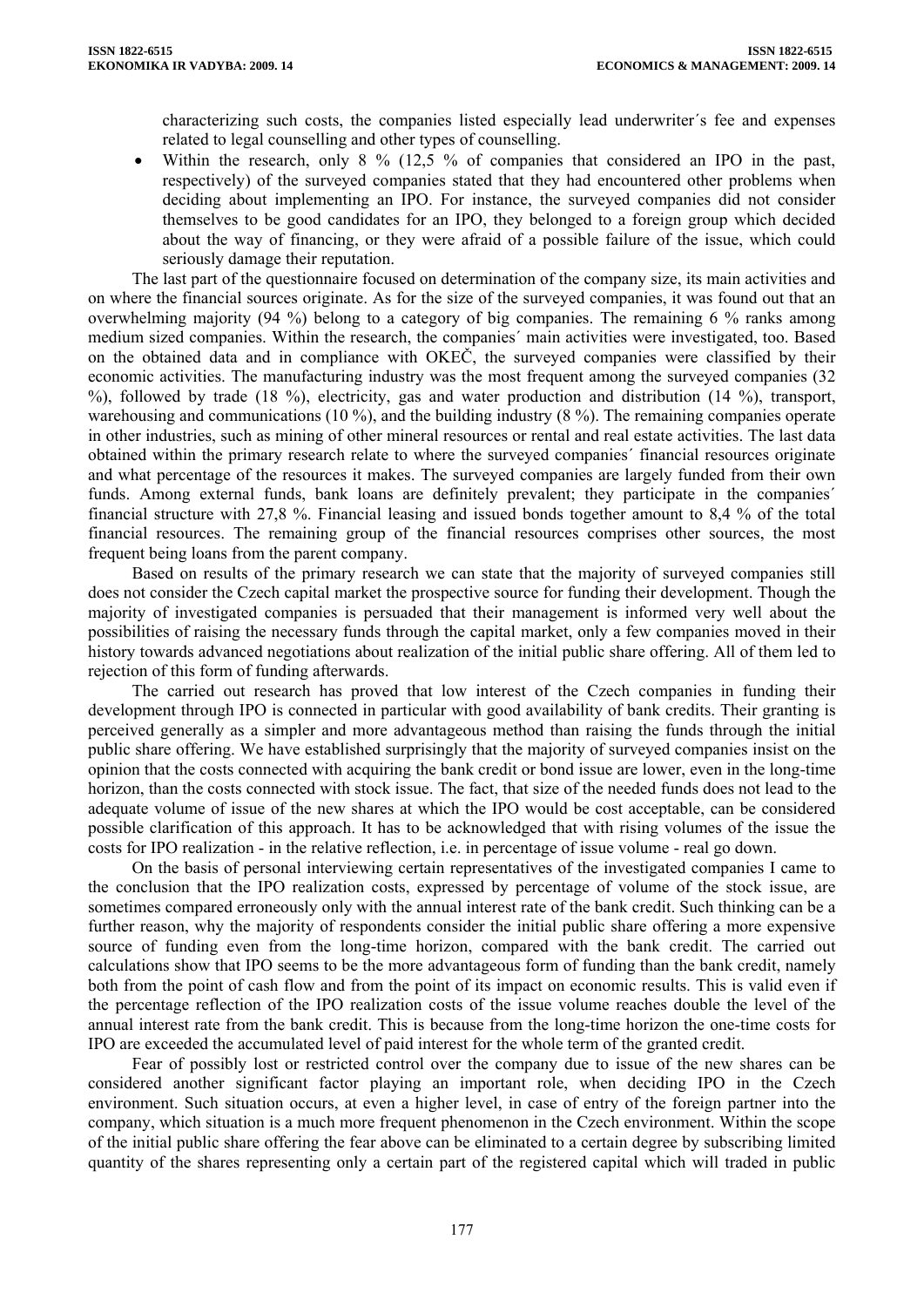characterizing such costs, the companies listed especially lead underwriter´s fee and expenses related to legal counselling and other types of counselling.

- Within the research, only 8 % (12,5 % of companies that considered an IPO in the past, respectively) of the surveyed companies stated that they had encountered other problems when deciding about implementing an IPO. For instance, the surveyed companies did not consider themselves to be good candidates for an IPO, they belonged to a foreign group which decided about the way of financing, or they were afraid of a possible failure of the issue, which could seriously damage their reputation.

The last part of the questionnaire focused on determination of the company size, its main activities and on where the financial sources originate. As for the size of the surveyed companies, it was found out that an overwhelming majority (94 %) belong to a category of big companies. The remaining 6 % ranks among medium sized companies. Within the research, the companies´ main activities were investigated, too. Based on the obtained data and in compliance with OKEČ, the surveyed companies were classified by their economic activities. The manufacturing industry was the most frequent among the surveyed companies (32 %), followed by trade (18 %), electricity, gas and water production and distribution (14 %), transport, warehousing and communications (10 %), and the building industry (8 %). The remaining companies operate in other industries, such as mining of other mineral resources or rental and real estate activities. The last data obtained within the primary research relate to where the surveyed companies´ financial resources originate and what percentage of the resources it makes. The surveyed companies are largely funded from their own funds. Among external funds, bank loans are definitely prevalent; they participate in the companies´ financial structure with 27,8 %. Financial leasing and issued bonds together amount to 8,4 % of the total financial resources. The remaining group of the financial resources comprises other sources, the most frequent being loans from the parent company.

Based on results of the primary research we can state that the majority of surveyed companies still does not consider the Czech capital market the prospective source for funding their development. Though the majority of investigated companies is persuaded that their management is informed very well about the possibilities of raising the necessary funds through the capital market, only a few companies moved in their history towards advanced negotiations about realization of the initial public share offering. All of them led to rejection of this form of funding afterwards.

The carried out research has proved that low interest of the Czech companies in funding their development through IPO is connected in particular with good availability of bank credits. Their granting is perceived generally as a simpler and more advantageous method than raising the funds through the initial public share offering. We have established surprisingly that the majority of surveyed companies insist on the opinion that the costs connected with acquiring the bank credit or bond issue are lower, even in the long-time horizon, than the costs connected with stock issue. The fact, that size of the needed funds does not lead to the adequate volume of issue of the new shares at which the IPO would be cost acceptable, can be considered possible clarification of this approach. It has to be acknowledged that with rising volumes of the issue the costs for IPO realization - in the relative reflection, i.e. in percentage of issue volume - real go down.

On the basis of personal interviewing certain representatives of the investigated companies I came to the conclusion that the IPO realization costs, expressed by percentage of volume of the stock issue, are sometimes compared erroneously only with the annual interest rate of the bank credit. Such thinking can be a further reason, why the majority of respondents consider the initial public share offering a more expensive source of funding even from the long-time horizon, compared with the bank credit. The carried out calculations show that IPO seems to be the more advantageous form of funding than the bank credit, namely both from the point of cash flow and from the point of its impact on economic results. This is valid even if the percentage reflection of the IPO realization costs of the issue volume reaches double the level of the annual interest rate from the bank credit. This is because from the long-time horizon the one-time costs for IPO are exceeded the accumulated level of paid interest for the whole term of the granted credit.

Fear of possibly lost or restricted control over the company due to issue of the new shares can be considered another significant factor playing an important role, when deciding IPO in the Czech environment. Such situation occurs, at even a higher level, in case of entry of the foreign partner into the company, which situation is a much more frequent phenomenon in the Czech environment. Within the scope of the initial public share offering the fear above can be eliminated to a certain degree by subscribing limited quantity of the shares representing only a certain part of the registered capital which will traded in public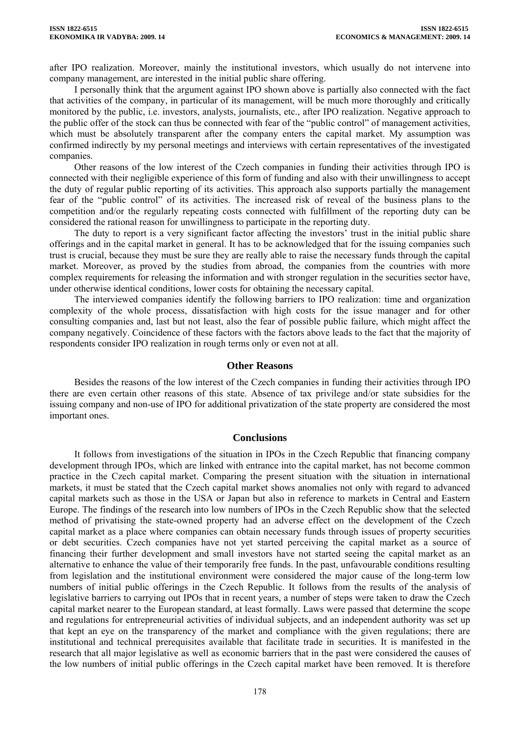after IPO realization. Moreover, mainly the institutional investors, which usually do not intervene into company management, are interested in the initial public share offering.

I personally think that the argument against IPO shown above is partially also connected with the fact that activities of the company, in particular of its management, will be much more thoroughly and critically monitored by the public, i.e. investors, analysts, journalists, etc., after IPO realization. Negative approach to the public offer of the stock can thus be connected with fear of the "public control" of management activities, which must be absolutely transparent after the company enters the capital market. My assumption was confirmed indirectly by my personal meetings and interviews with certain representatives of the investigated companies.

Other reasons of the low interest of the Czech companies in funding their activities through IPO is connected with their negligible experience of this form of funding and also with their unwillingness to accept the duty of regular public reporting of its activities. This approach also supports partially the management fear of the "public control" of its activities. The increased risk of reveal of the business plans to the competition and/or the regularly repeating costs connected with fulfillment of the reporting duty can be considered the rational reason for unwillingness to participate in the reporting duty.

The duty to report is a very significant factor affecting the investors' trust in the initial public share offerings and in the capital market in general. It has to be acknowledged that for the issuing companies such trust is crucial, because they must be sure they are really able to raise the necessary funds through the capital market. Moreover, as proved by the studies from abroad, the companies from the countries with more complex requirements for releasing the information and with stronger regulation in the securities sector have, under otherwise identical conditions, lower costs for obtaining the necessary capital.

The interviewed companies identify the following barriers to IPO realization: time and organization complexity of the whole process, dissatisfaction with high costs for the issue manager and for other consulting companies and, last but not least, also the fear of possible public failure, which might affect the company negatively. Coincidence of these factors with the factors above leads to the fact that the majority of respondents consider IPO realization in rough terms only or even not at all.

## Other Reasons

Besides the reasons of the low interest of the Czech companies in funding their activities through IPO there are even certain other reasons of this state. Absence of tax privilege and/or state subsidies for the issuing company and non-use of IPO for additional privatization of the state property are considered the most important ones.

## Conclusions

It follows from investigations of the situation in IPOs in the Czech Republic that financing company development through IPOs, which are linked with entrance into the capital market, has not become common practice in the Czech capital market. Comparing the present situation with the situation in international markets, it must be stated that the Czech capital market shows anomalies not only with regard to advanced capital markets such as those in the USA or Japan but also in reference to markets in Central and Eastern Europe. The findings of the research into low numbers of IPOs in the Czech Republic show that the selected method of privatising the state-owned property had an adverse effect on the development of the Czech capital market as a place where companies can obtain necessary funds through issues of property securities or debt securities. Czech companies have not yet started perceiving the capital market as a source of financing their further development and small investors have not started seeing the capital market as an alternative to enhance the value of their temporarily free funds. In the past, unfavourable conditions resulting from legislation and the institutional environment were considered the major cause of the long-term low numbers of initial public offerings in the Czech Republic. It follows from the results of the analysis of legislative barriers to carrying out IPOs that in recent years, a number of steps were taken to draw the Czech capital market nearer to the European standard, at least formally. Laws were passed that determine the scope and regulations for entrepreneurial activities of individual subjects, and an independent authority was set up that kept an eye on the transparency of the market and compliance with the given regulations; there are institutional and technical prerequisites available that facilitate trade in securities. It is manifested in the research that all major legislative as well as economic barriers that in the past were considered the causes of the low numbers of initial public offerings in the Czech capital market have been removed. It is therefore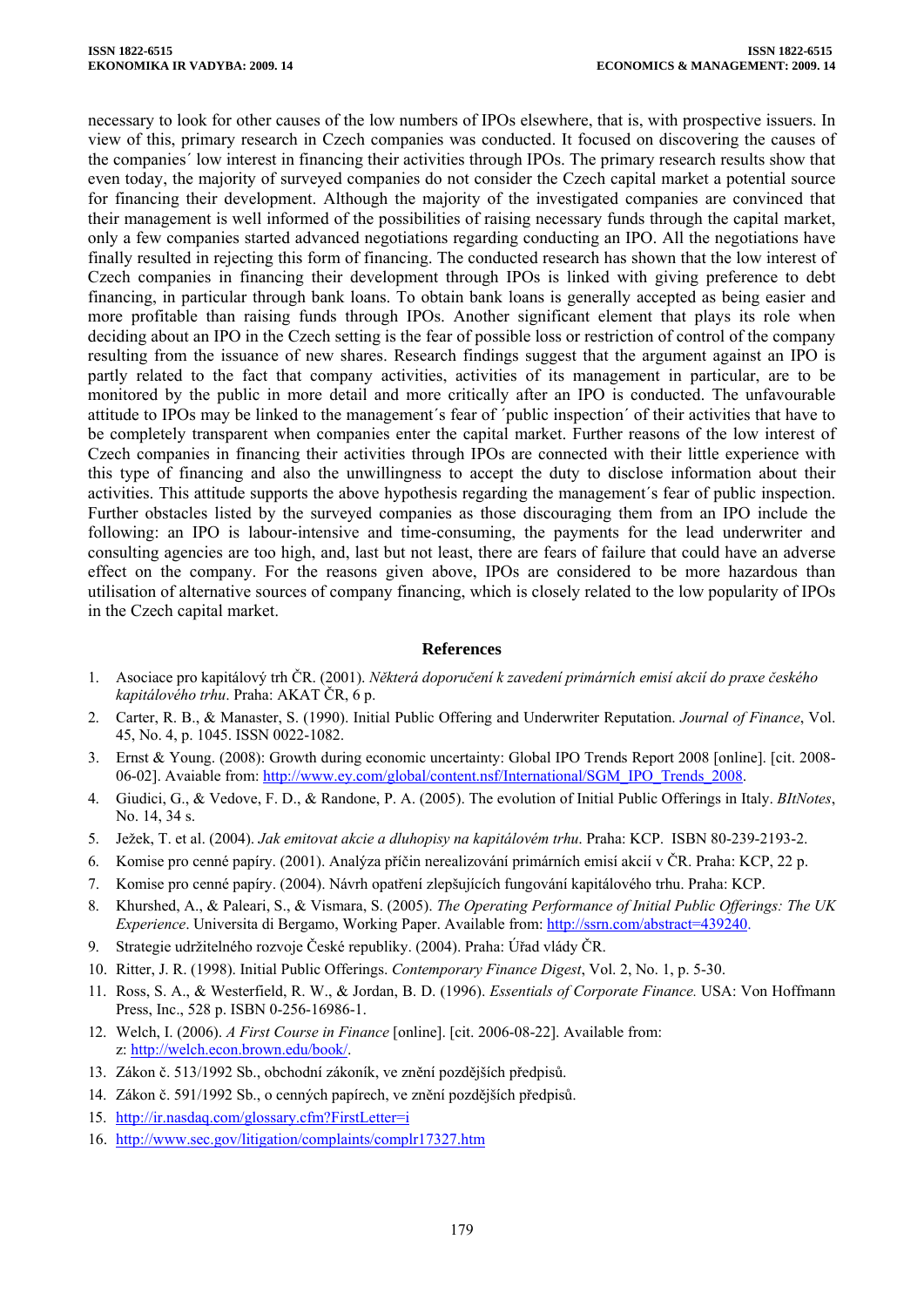necessary to look for other causes of the low numbers of IPOs elsewhere, that is, with prospective issuers. In view of this, primary research in Czech companies was conducted. It focused on discovering the causes of the companies´ low interest in financing their activities through IPOs. The primary research results show that even today, the majority of surveyed companies do not consider the Czech capital market a potential source for financing their development. Although the majority of the investigated companies are convinced that their management is well informed of the possibilities of raising necessary funds through the capital market, only a few companies started advanced negotiations regarding conducting an IPO. All the negotiations have finally resulted in rejecting this form of financing. The conducted research has shown that the low interest of Czech companies in financing their development through IPOs is linked with giving preference to debt financing, in particular through bank loans. To obtain bank loans is generally accepted as being easier and more profitable than raising funds through IPOs. Another significant element that plays its role when deciding about an IPO in the Czech setting is the fear of possible loss or restriction of control of the company resulting from the issuance of new shares. Research findings suggest that the argument against an IPO is partly related to the fact that company activities, activities of its management in particular, are to be monitored by the public in more detail and more critically after an IPO is conducted. The unfavourable attitude to IPOs may be linked to the management´s fear of ´public inspection´ of their activities that have to be completely transparent when companies enter the capital market. Further reasons of the low interest of Czech companies in financing their activities through IPOs are connected with their little experience with this type of financing and also the unwillingness to accept the duty to disclose information about their activities. This attitude supports the above hypothesis regarding the management´s fear of public inspection. Further obstacles listed by the surveyed companies as those discouraging them from an IPO include the following: an IPO is labour-intensive and time-consuming, the payments for the lead underwriter and consulting agencies are too high, and, last but not least, there are fears of failure that could have an adverse effect on the company. For the reasons given above, IPOs are considered to be more hazardous than utilisation of alternative sources of company financing, which is closely related to the low popularity of IPOs in the Czech capital market.

## References

1. Asociace pro kapitálový trh ČR. (2001). *Některá doporučení k zavedení primárních emisí akcií do praxe českého kapitálového trhu*. Praha: AKAT ČR, 6 p.
2. Carter, R. B., & Manaster, S. (1990). Initial Public Offering and Underwriter Reputation. *Journal of Finance*, Vol. 45, No. 4, p. 1045. ISSN 0022-1082.
3. Ernst & Young. (2008): Growth during economic uncertainty: Global IPO Trends Report 2008 [online]. [cit. 2008-06-02]. Avaiable from: http://www.ey.com/global/content.nsf/International/SGM_IPO_Trends_2008.
4. Giudici, G., & Vedove, F. D., & Randone, P. A. (2005). The evolution of Initial Public Offerings in Italy. *BItNotes*, No. 14, 34 s.
5. Ježek, T. et al. (2004). *Jak emitovat akcie a dluhopisy na kapitálovém trhu*. Praha: KCP. ISBN 80-239-2193-2.
6. Komise pro cenné papíry. (2001). Analýza příčin nerealizování primárních emisí akcií v ČR. Praha: KCP, 22 p.
7. Komise pro cenné papíry. (2004). Návrh opatření zlepšujících fungování kapitálového trhu. Praha: KCP.
8. Khurshed, A., & Paleari, S., & Vismara, S. (2005). *The Operating Performance of Initial Public Offerings: The UK Experience*. Universita di Bergamo, Working Paper. Available from: http://ssrn.com/abstract=439240.
9. Strategie udržitelného rozvoje České republiky. (2004). Praha: Úřad vlády ČR.
10. Ritter, J. R. (1998). Initial Public Offerings. *Contemporary Finance Digest*, Vol. 2, No. 1, p. 5-30.
11. Ross, S. A., & Westerfield, R. W., & Jordan, B. D. (1996). *Essentials of Corporate Finance.* USA: Von Hoffmann Press, Inc., 528 p. ISBN 0-256-16986-1.
12. Welch, I. (2006). *A First Course in Finance* [online]. [cit. 2006-08-22]. Available from: z: http://welch.econ.brown.edu/book/.
13. Zákon č. 513/1992 Sb., obchodní zákoník, ve znění pozdějších předpisů.
14. Zákon č. 591/1992 Sb., o cenných papírech, ve znění pozdějších předpisů.
15. http://ir.nasdaq.com/glossary.cfm?FirstLetter=i
16. http://www.sec.gov/litigation/complaints/complr17327.htm